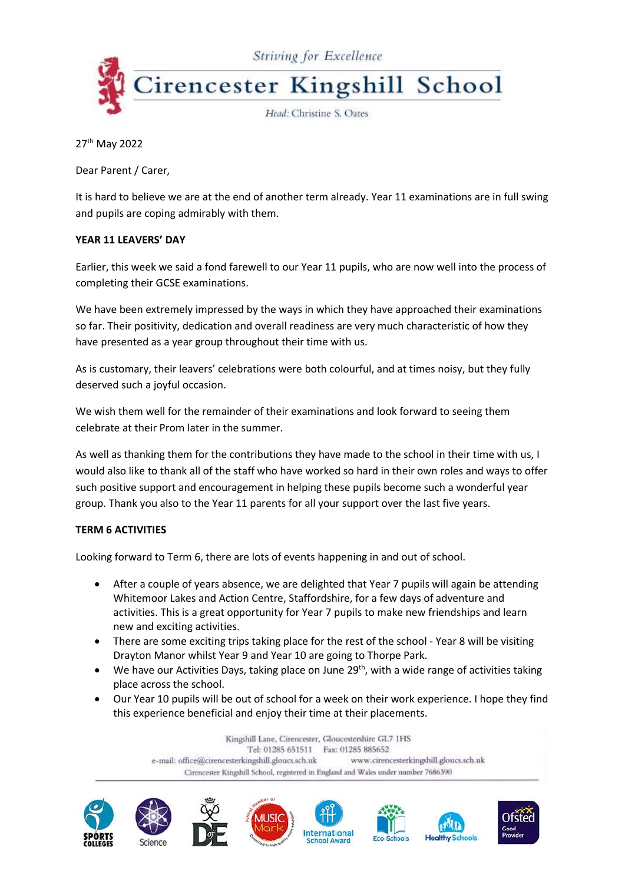Striving for Excellence

# Cirencester Kingshill School

*Head:* Christine S. Oates

27th May 2022

Dear Parent / Carer,

It is hard to believe we are at the end of another term already. Year 11 examinations are in full swing and pupils are coping admirably with them.

**YEAR 11 LEAVERS' DAY**

Earlier, this week we said a fond farewell to our Year 11 pupils, who are now well into the process of completing their GCSE examinations.

We have been extremely impressed by the ways in which they have approached their examinations so far. Their positivity, dedication and overall readiness are very much characteristic of how they have presented as a year group throughout their time with us.

As is customary, their leavers' celebrations were both colourful, and at times noisy, but they fully deserved such a joyful occasion.

We wish them well for the remainder of their examinations and look forward to seeing them celebrate at their Prom later in the summer.

As well as thanking them for the contributions they have made to the school in their time with us, I would also like to thank all of the staff who have worked so hard in their own roles and ways to offer such positive support and encouragement in helping these pupils become such a wonderful year group. Thank you also to the Year 11 parents for all your support over the last five years.

**TERM 6 ACTIVITIES**

Looking forward to Term 6, there are lots of events happening in and out of school.

- After a couple of years absence, we are delighted that Year 7 pupils will again be attending Whitemoor Lakes and Action Centre, Staffordshire, for a few days of adventure and activities. This is a great opportunity for Year 7 pupils to make new friendships and learn new and exciting activities.
- There are some exciting trips taking place for the rest of the school - Year 8 will be visiting Drayton Manor whilst Year 9 and Year 10 are going to Thorpe Park.
- We have our Activities Days, taking place on June 29th, with a wide range of activities taking place across the school.
- Our Year 10 pupils will be out of school for a week on their work experience. I hope they find this experience beneficial and enjoy their time at their placements.

Kingshill Lane, Cirencester, Gloucestershire GL7 1HS
Tel: 01285 651511 Fax: 01285 885652
e-mail: office@cirencesterkingshill.gloucs.sch.uk www.cirencesterkingshill.gloucs.sch.uk
Cirencester Kingshill School, registered in England and Wales under number 7686390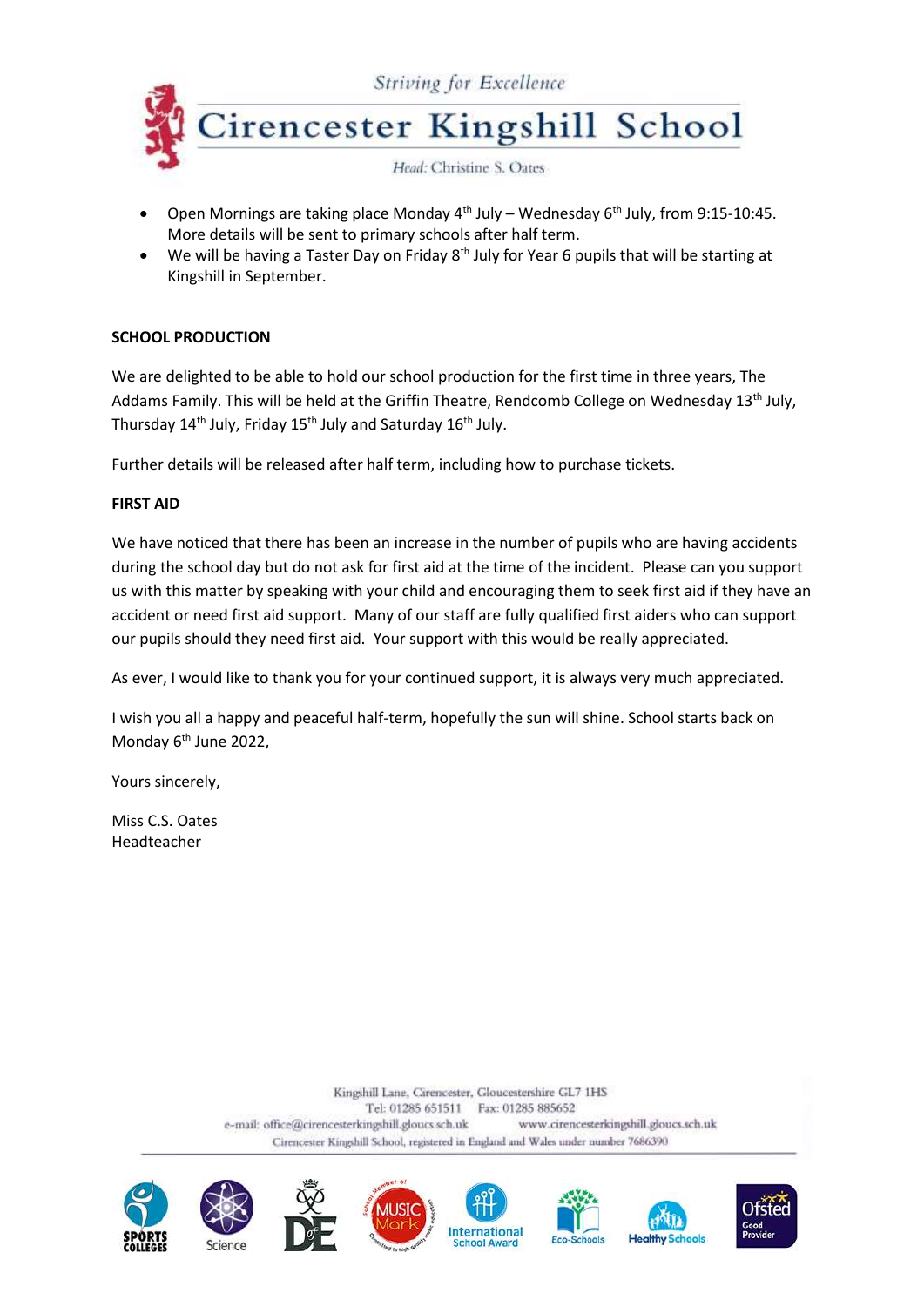- Open Mornings are taking place Monday 4th July – Wednesday 6th July, from 9:15-10:45. More details will be sent to primary schools after half term.
- We will be having a Taster Day on Friday 8th July for Year 6 pupils that will be starting at Kingshill in September.

**SCHOOL PRODUCTION**

We are delighted to be able to hold our school production for the first time in three years, The Addams Family. This will be held at the Griffin Theatre, Rendcomb College on Wednesday 13th July, Thursday 14th July, Friday 15th July and Saturday 16th July.

Further details will be released after half term, including how to purchase tickets.

**FIRST AID**

We have noticed that there has been an increase in the number of pupils who are having accidents during the school day but do not ask for first aid at the time of the incident. Please can you support us with this matter by speaking with your child and encouraging them to seek first aid if they have an accident or need first aid support. Many of our staff are fully qualified first aiders who can support our pupils should they need first aid. Your support with this would be really appreciated.

As ever, I would like to thank you for your continued support, it is always very much appreciated.

I wish you all a happy and peaceful half-term, hopefully the sun will shine. School starts back on Monday 6th June 2022,

Yours sincerely,

Miss C.S. Oates
Headteacher